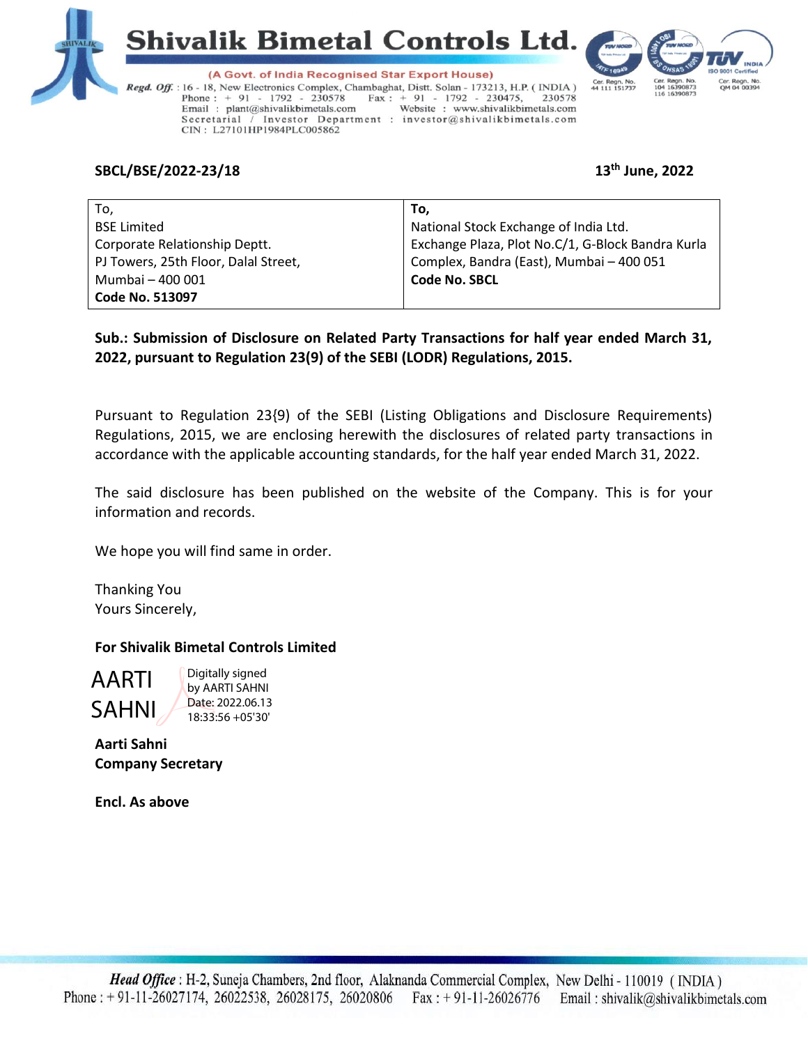# Shivalik Bimetal Controls Ltd.

(A Govt. of India Recognised Star Export House)

*Regd. Off.* : 16 - 18, New Electronics Complex, Chambaghat, Distt. Solan - 173213, H.P. ( INDIA )
Phone : + 91 - 1792 - 230578 Fax : + 91 - 1792 - 230475, 230578
Email : plant@shivalikbimetals.com Website : www.shivalikbimetals.com
Secretarial / Investor Department : investor@shivalikbimetals.com
CIN : L27101HP1984PLC005862

Cer. Regn. No. 44 111 151737 | Cer. Regn. No. 104 16390873 116 16390873 | Cer. Regn. No. QM 04 00394

**SBCL/BSE/2022-23/18** **13th June, 2022**

| To,<br>BSE Limited<br>Corporate Relationship Deptt.<br>PJ Towers, 25th Floor, Dalal Street,<br>Mumbai – 400 001<br>**Code No. 513097** | **To,**<br>National Stock Exchange of India Ltd.<br>Exchange Plaza, Plot No.C/1, G-Block Bandra Kurla Complex, Bandra (East), Mumbai – 400 051<br>**Code No. SBCL** |
|---|---|

**Sub.: Submission of Disclosure on Related Party Transactions for half year ended March 31, 2022, pursuant to Regulation 23(9) of the SEBI (LODR) Regulations, 2015.**

Pursuant to Regulation 23{9) of the SEBI (Listing Obligations and Disclosure Requirements) Regulations, 2015, we are enclosing herewith the disclosures of related party transactions in accordance with the applicable accounting standards, for the half year ended March 31, 2022.

The said disclosure has been published on the website of the Company. This is for your information and records.

We hope you will find same in order.

Thanking You
Yours Sincerely,

**For Shivalik Bimetal Controls Limited**

AARTI SAHNI — Digitally signed by AARTI SAHNI Date: 2022.06.13 18:33:56 +05'30'

**Aarti Sahni**
**Company Secretary**

**Encl. As above**

*Head Office* : H-2, Suneja Chambers, 2nd floor, Alaknanda Commercial Complex, New Delhi - 110019 ( INDIA )
Phone : + 91-11-26027174, 26022538, 26028175, 26020806 Fax : + 91-11-26026776 Email : shivalik@shivalikbimetals.com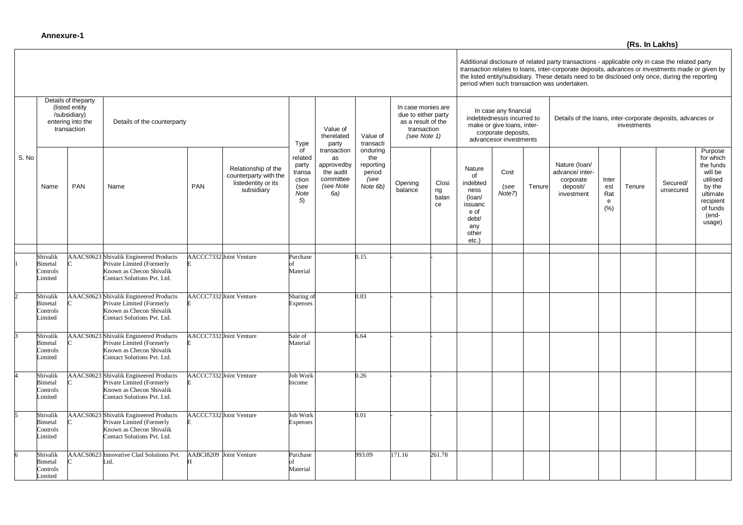**Annexure-1**

**(Rs. In Lakhs)**

| | | | | | | | | | | | | | | | | | | | |
|---|---|---|---|---|---|---|---|---|---|---|---|---|---|---|---|---|---|---|---|
| | | | | | | | | | | | Additional disclosure of related party transactions - applicable only in case the related party transaction relates to loans, inter-corporate deposits, advances or investments made or given by the listed entity/subsidiary. These details need to be disclosed only once, during the reporting period when such transaction was undertaken. | | | | | | | | |
| S. No | Details of theparty (listed entity /subsidiary) entering into the transaction | | Details of the counterparty | | | Type of related party transaction (see Note 5) | Value of therelated party transaction as approvedby the audit committee (see Note 6a) | Value of transaction during the reporting period (see Note 6b) | In case monies are due to either party as a result of the transaction (see Note 1) | | In case any financial indebtednessis incurred to make or give loans, inter-corporate deposits, advancesor investments | | | Details of the loans, inter-corporate deposits, advances or investments | | | | | |
| | Name | PAN | Name | PAN | Relationship of the counterparty with the listedentity or its subsidiary | | | | Opening balance | Closing balance | Nature of indebtedness (loan/ issuance of debt/ any other etc.) | Cost (see Note7) | Tenure | Nature (loan/ advance/ inter-corporate deposit/ investment | Interest Rate (%) | Tenure | Secured/ unsecured | Purpose for which the funds will be utilised by the ultimate recipient of funds (end-usage) |
| 1 | Shivalik Bimetal Controls Limited | AAACS0623C | Shivalik Engineered Products Private Limited (Formerly Known as Checon Shivalik Contact Solutions Pvt. Ltd. | AACCC7332E | Joint Venture | Purchase of Material | | 0.15 | - | - | | | | | | | | |
| 2 | Shivalik Bimetal Controls Limited | AAACS0623C | Shivalik Engineered Products Private Limited (Formerly Known as Checon Shivalik Contact Solutions Pvt. Ltd. | AACCC7332E | Joint Venture | Sharing of Expenses | | 0.83 | - | - | | | | | | | | |
| 3 | Shivalik Bimetal Controls Limited | AAACS0623C | Shivalik Engineered Products Private Limited (Formerly Known as Checon Shivalik Contact Solutions Pvt. Ltd. | AACCC7332E | Joint Venture | Sale of Material | | 6.64 | - | - | | | | | | | | |
| 4 | Shivalik Bimetal Controls Limited | AAACS0623C | Shivalik Engineered Products Private Limited (Formerly Known as Checon Shivalik Contact Solutions Pvt. Ltd. | AACCC7332E | Joint Venture | Job Work Income | | 0.26 | - | - | | | | | | | | |
| 5 | Shivalik Bimetal Controls Limited | AAACS0623C | Shivalik Engineered Products Private Limited (Formerly Known as Checon Shivalik Contact Solutions Pvt. Ltd. | AACCC7332E | Joint Venture | Job Work Expenses | | 0.01 | - | - | | | | | | | | |
| 6 | Shivalik Bimetal Controls Limited | AAACS0623C | Innovative Clad Solutions Pvt. Ltd. | AABCI8209H | Joint Venture | Purchase of Material | | 993.09 | 171.16 | 261.78 | | | | | | | | |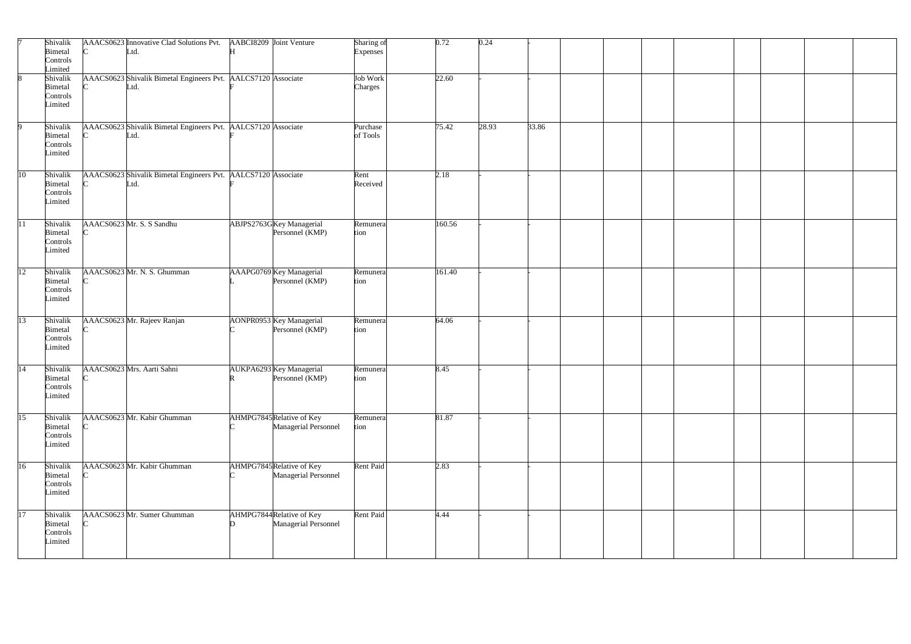| | | | | | | | | | | | | | | | | | | |
|---|---|---|---|---|---|---|---|---|---|---|---|---|---|---|---|---|---|---|
| 7 | Shivalik Bimetal Controls Limited | AAACS0623C | Innovative Clad Solutions Pvt. Ltd. | AABCI8209H | Joint Venture | Sharing of Expenses | | 0.72 | 0.24 | - | | | | | | | | |
| 8 | Shivalik Bimetal Controls Limited | AAACS0623C | Shivalik Bimetal Engineers Pvt. Ltd. | AALCS7120F | Associate | Job Work Charges | | 22.60 | - | - | | | | | | | | |
| 9 | Shivalik Bimetal Controls Limited | AAACS0623C | Shivalik Bimetal Engineers Pvt. Ltd. | AALCS7120F | Associate | Purchase of Tools | | 75.42 | 28.93 | 33.86 | | | | | | | | |
| 10 | Shivalik Bimetal Controls Limited | AAACS0623C | Shivalik Bimetal Engineers Pvt. Ltd. | AALCS7120F | Associate | Rent Received | | 2.18 | - | - | | | | | | | | |
| 11 | Shivalik Bimetal Controls Limited | AAACS0623C | Mr. S. S Sandhu | ABJPS2763G | Key Managerial Personnel (KMP) | Remuneration | | 160.56 | - | - | | | | | | | | |
| 12 | Shivalik Bimetal Controls Limited | AAACS0623C | Mr. N. S. Ghumman | AAAPG0769L | Key Managerial Personnel (KMP) | Remuneration | | 161.40 | - | - | | | | | | | | |
| 13 | Shivalik Bimetal Controls Limited | AAACS0623C | Mr. Rajeev Ranjan | AONPR0953C | Key Managerial Personnel (KMP) | Remuneration | | 64.06 | - | - | | | | | | | | |
| 14 | Shivalik Bimetal Controls Limited | AAACS0623C | Mrs. Aarti Sahni | AUKPA6293R | Key Managerial Personnel (KMP) | Remuneration | | 8.45 | - | - | | | | | | | | |
| 15 | Shivalik Bimetal Controls Limited | AAACS0623C | Mr. Kabir Ghumman | AHMPG7845C | Relative of Key Managerial Personnel | Remuneration | | 81.87 | - | - | | | | | | | | |
| 16 | Shivalik Bimetal Controls Limited | AAACS0623C | Mr. Kabir Ghumman | AHMPG7845C | Relative of Key Managerial Personnel | Rent Paid | | 2.83 | - | - | | | | | | | | |
| 17 | Shivalik Bimetal Controls Limited | AAACS0623C | Mr. Sumer Ghumman | AHMPG7844D | Relative of Key Managerial Personnel | Rent Paid | | 4.44 | - | - | | | | | | | | |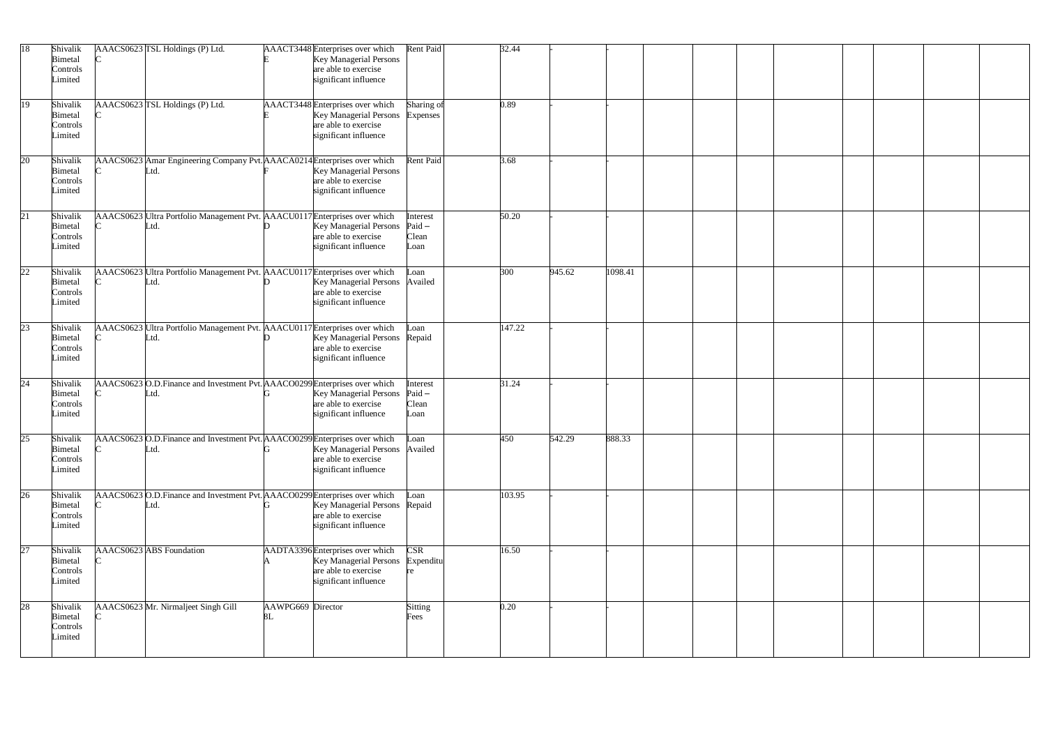| | | | | | | | | | | | | | | | | | | |
|---|---|---|---|---|---|---|---|---|---|---|---|---|---|---|---|---|---|---|
| 18 | Shivalik Bimetal Controls Limited | AAACS0623C | TSL Holdings (P) Ltd. | AAACT3448E | Enterprises over which Key Managerial Persons are able to exercise significant influence | Rent Paid | | 32.44 | - | - | | | | | | | | |
| 19 | Shivalik Bimetal Controls Limited | AAACS0623C | TSL Holdings (P) Ltd. | AAACT3448E | Enterprises over which Key Managerial Persons are able to exercise significant influence | Sharing of Expenses | | 0.89 | - | - | | | | | | | | |
| 20 | Shivalik Bimetal Controls Limited | AAACS0623C | Amar Engineering Company Pvt. Ltd. | AAACA0214F | Enterprises over which Key Managerial Persons are able to exercise significant influence | Rent Paid | | 3.68 | - | - | | | | | | | | |
| 21 | Shivalik Bimetal Controls Limited | AAACS0623C | Ultra Portfolio Management Pvt. Ltd. | AAACU0117D | Enterprises over which Key Managerial Persons are able to exercise significant influence | Interest Paid – Clean Loan | | 50.20 | - | - | | | | | | | | |
| 22 | Shivalik Bimetal Controls Limited | AAACS0623C | Ultra Portfolio Management Pvt. Ltd. | AAACU0117D | Enterprises over which Key Managerial Persons are able to exercise significant influence | Loan Availed | | 300 | 945.62 | 1098.41 | | | | | | | | |
| 23 | Shivalik Bimetal Controls Limited | AAACS0623C | Ultra Portfolio Management Pvt. Ltd. | AAACU0117D | Enterprises over which Key Managerial Persons are able to exercise significant influence | Loan Repaid | | 147.22 | - | - | | | | | | | | |
| 24 | Shivalik Bimetal Controls Limited | AAACS0623C | O.D.Finance and Investment Pvt. Ltd. | AAACO0299G | Enterprises over which Key Managerial Persons are able to exercise significant influence | Interest Paid – Clean Loan | | 31.24 | - | - | | | | | | | | |
| 25 | Shivalik Bimetal Controls Limited | AAACS0623C | O.D.Finance and Investment Pvt. Ltd. | AAACO0299G | Enterprises over which Key Managerial Persons are able to exercise significant influence | Loan Availed | | 450 | 542.29 | 888.33 | | | | | | | | |
| 26 | Shivalik Bimetal Controls Limited | AAACS0623C | O.D.Finance and Investment Pvt. Ltd. | AAACO0299G | Enterprises over which Key Managerial Persons are able to exercise significant influence | Loan Repaid | | 103.95 | - | - | | | | | | | | |
| 27 | Shivalik Bimetal Controls Limited | AAACS0623C | ABS Foundation | AADTA3396A | Enterprises over which Key Managerial Persons are able to exercise significant influence | CSR Expenditure | | 16.50 | - | - | | | | | | | | |
| 28 | Shivalik Bimetal Controls Limited | AAACS0623C | Mr. Nirmaljeet Singh Gill | AAWPG6698L | Director | Sitting Fees | | 0.20 | - | - | | | | | | | | |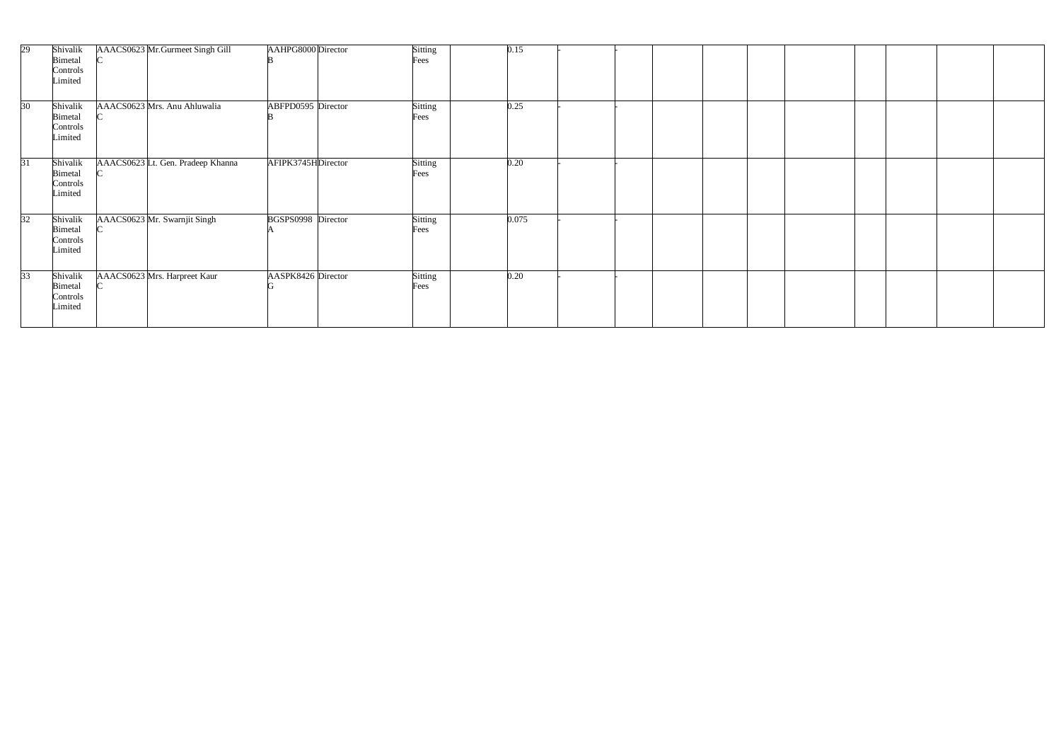| | | | | | | | | | | | | | | | | | | |
|---|---|---|---|---|---|---|---|---|---|---|---|---|---|---|---|---|---|---|
| 29 | Shivalik Bimetal Controls Limited | AAACS0623C | Mr.Gurmeet Singh Gill | AAHPG8000B | Director | Sitting Fees | | 0.15 | - | - | | | | | | | | |
| 30 | Shivalik Bimetal Controls Limited | AAACS0623C | Mrs. Anu Ahluwalia | ABFPD0595B | Director | Sitting Fees | | 0.25 | - | - | | | | | | | | |
| 31 | Shivalik Bimetal Controls Limited | AAACS0623C | Lt. Gen. Pradeep Khanna | AFIPK3745H | Director | Sitting Fees | | 0.20 | - | - | | | | | | | | |
| 32 | Shivalik Bimetal Controls Limited | AAACS0623C | Mr. Swarnjit Singh | BGSPS0998A | Director | Sitting Fees | | 0.075 | - | - | | | | | | | | |
| 33 | Shivalik Bimetal Controls Limited | AAACS0623C | Mrs. Harpreet Kaur | AASPK8426G | Director | Sitting Fees | | 0.20 | - | - | | | | | | | | |